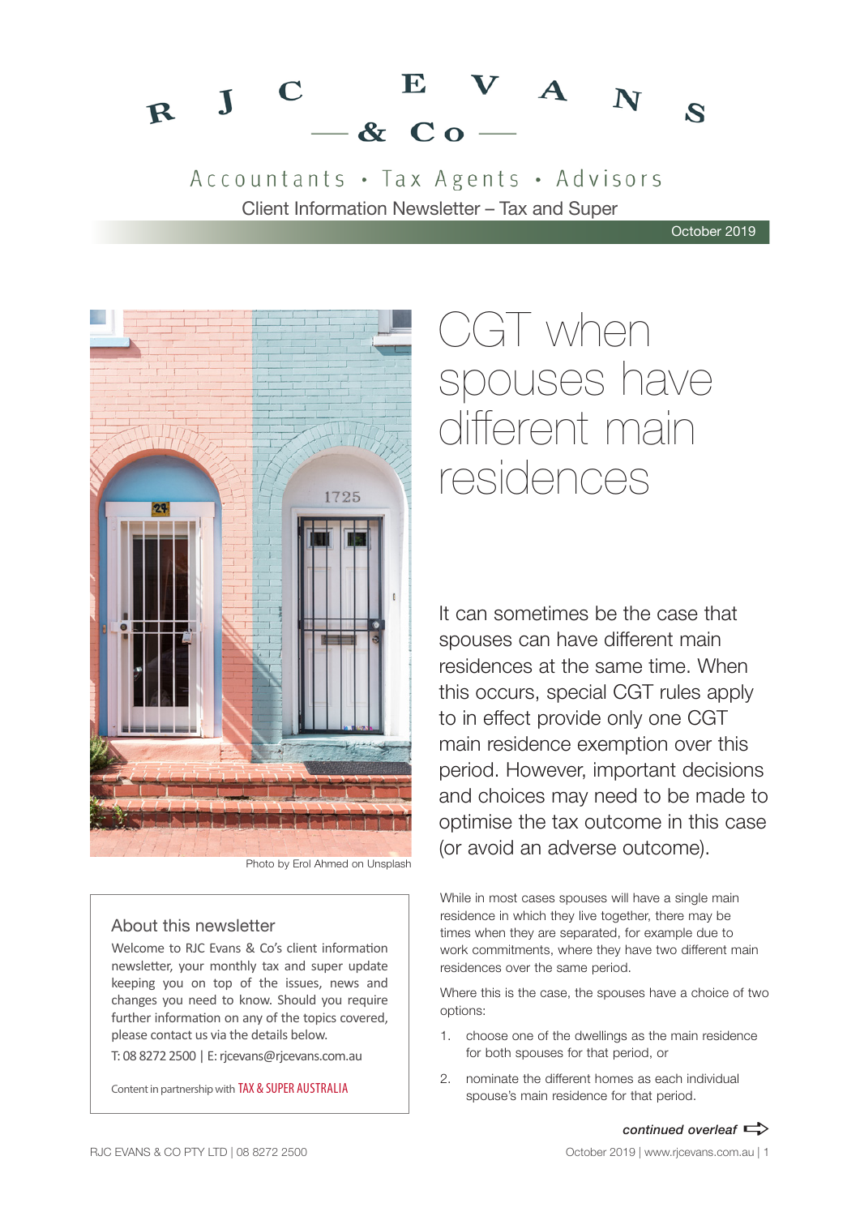# RJC EVANS & Co

Accountants • Tax Agents • Advisors

Client Information Newsletter – Tax and Super

October 2019

Photo by Erol Ahmed on Unsplash

## CGT when spouses have different main residences

It can sometimes be the case that spouses can have different main residences at the same time. When this occurs, special CGT rules apply to in effect provide only one CGT main residence exemption over this period. However, important decisions and choices may need to be made to optimise the tax outcome in this case (or avoid an adverse outcome).

While in most cases spouses will have a single main residence in which they live together, there may be times when they are separated, for example due to work commitments, where they have two different main residences over the same period.

Where this is the case, the spouses have a choice of two options:

1. choose one of the dwellings as the main residence for both spouses for that period, or
2. nominate the different homes as each individual spouse's main residence for that period.

*continued overleaf*

### About this newsletter

Welcome to RJC Evans & Co's client information newsletter, your monthly tax and super update keeping you on top of the issues, news and changes you need to know. Should you require further information on any of the topics covered, please contact us via the details below.

T: 08 8272 2500 | E: rjcevans@rjcevans.com.au

Content in partnership with TAX & SUPER AUSTRALIA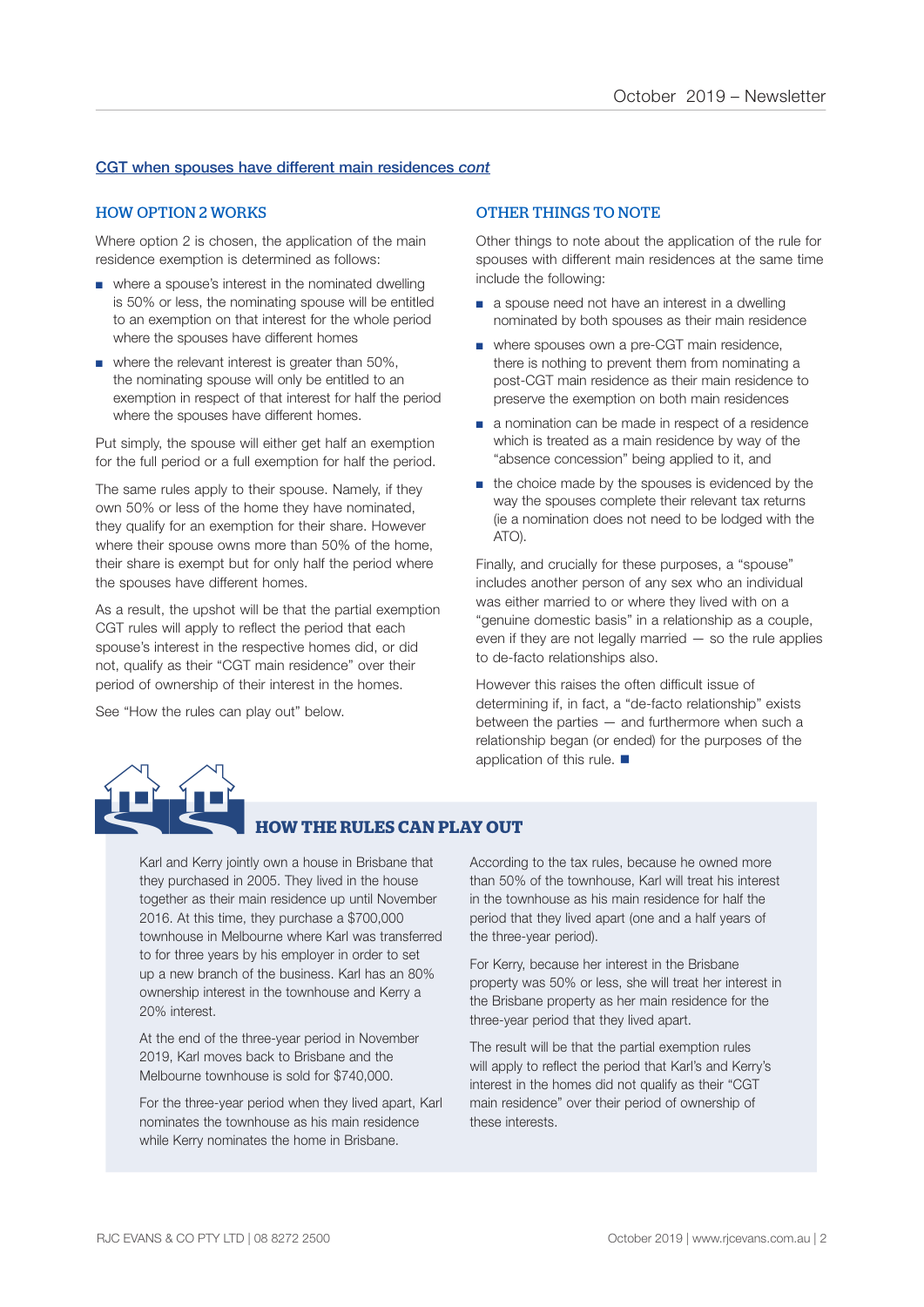## CGT when spouses have different main residences *cont*

### HOW OPTION 2 WORKS

Where option 2 is chosen, the application of the main residence exemption is determined as follows:

- where a spouse's interest in the nominated dwelling is 50% or less, the nominating spouse will be entitled to an exemption on that interest for the whole period where the spouses have different homes
- where the relevant interest is greater than 50%, the nominating spouse will only be entitled to an exemption in respect of that interest for half the period where the spouses have different homes.

Put simply, the spouse will either get half an exemption for the full period or a full exemption for half the period.

The same rules apply to their spouse. Namely, if they own 50% or less of the home they have nominated, they qualify for an exemption for their share. However where their spouse owns more than 50% of the home, their share is exempt but for only half the period where the spouses have different homes.

As a result, the upshot will be that the partial exemption CGT rules will apply to reflect the period that each spouse's interest in the respective homes did, or did not, qualify as their "CGT main residence" over their period of ownership of their interest in the homes.

See "How the rules can play out" below.

### OTHER THINGS TO NOTE

Other things to note about the application of the rule for spouses with different main residences at the same time include the following:

- a spouse need not have an interest in a dwelling nominated by both spouses as their main residence
- where spouses own a pre-CGT main residence, there is nothing to prevent them from nominating a post-CGT main residence as their main residence to preserve the exemption on both main residences
- a nomination can be made in respect of a residence which is treated as a main residence by way of the "absence concession" being applied to it, and
- the choice made by the spouses is evidenced by the way the spouses complete their relevant tax returns (ie a nomination does not need to be lodged with the ATO).

Finally, and crucially for these purposes, a "spouse" includes another person of any sex who an individual was either married to or where they lived with on a "genuine domestic basis" in a relationship as a couple, even if they are not legally married — so the rule applies to de-facto relationships also.

However this raises the often difficult issue of determining if, in fact, a "de-facto relationship" exists between the parties — and furthermore when such a relationship began (or ended) for the purposes of the application of this rule. ■

### HOW THE RULES CAN PLAY OUT

Karl and Kerry jointly own a house in Brisbane that they purchased in 2005. They lived in the house together as their main residence up until November 2016. At this time, they purchase a $700,000 townhouse in Melbourne where Karl was transferred to for three years by his employer in order to set up a new branch of the business. Karl has an 80% ownership interest in the townhouse and Kerry a 20% interest.

At the end of the three-year period in November 2019, Karl moves back to Brisbane and the Melbourne townhouse is sold for $740,000.

For the three-year period when they lived apart, Karl nominates the townhouse as his main residence while Kerry nominates the home in Brisbane.

According to the tax rules, because he owned more than 50% of the townhouse, Karl will treat his interest in the townhouse as his main residence for half the period that they lived apart (one and a half years of the three-year period).

For Kerry, because her interest in the Brisbane property was 50% or less, she will treat her interest in the Brisbane property as her main residence for the three-year period that they lived apart.

The result will be that the partial exemption rules will apply to reflect the period that Karl's and Kerry's interest in the homes did not qualify as their "CGT main residence" over their period of ownership of these interests.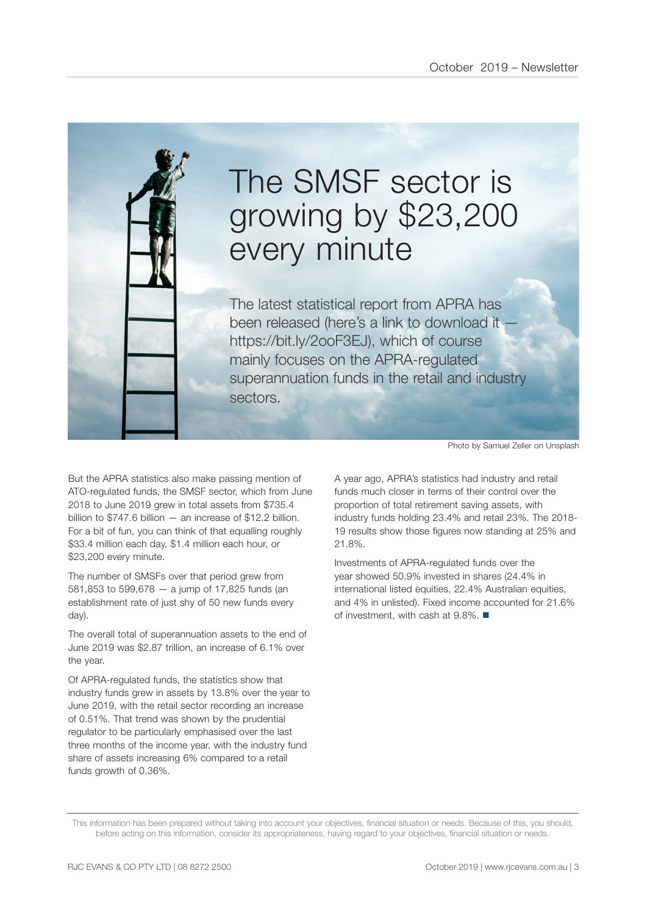# The SMSF sector is growing by $23,200 every minute

The latest statistical report from APRA has been released (here's a link to download it — https://bit.ly/2ooF3EJ), which of course mainly focuses on the APRA-regulated superannuation funds in the retail and industry sectors.

Photo by Samuel Zeller on Unsplash

But the APRA statistics also make passing mention of ATO-regulated funds, the SMSF sector, which from June 2018 to June 2019 grew in total assets from $735.4 billion to $747.6 billion — an increase of $12.2 billion. For a bit of fun, you can think of that equalling roughly $33.4 million each day, $1.4 million each hour, or $23,200 every minute.

The number of SMSFs over that period grew from 581,853 to 599,678 — a jump of 17,825 funds (an establishment rate of just shy of 50 new funds every day).

The overall total of superannuation assets to the end of June 2019 was $2.87 trillion, an increase of 6.1% over the year.

Of APRA-regulated funds, the statistics show that industry funds grew in assets by 13.8% over the year to June 2019, with the retail sector recording an increase of 0.51%. That trend was shown by the prudential regulator to be particularly emphasised over the last three months of the income year, with the industry fund share of assets increasing 6% compared to a retail funds growth of 0.36%.

A year ago, APRA's statistics had industry and retail funds much closer in terms of their control over the proportion of total retirement saving assets, with industry funds holding 23.4% and retail 23%. The 2018-19 results show those figures now standing at 25% and 21.8%.

Investments of APRA-regulated funds over the year showed 50.9% invested in shares (24.4% in international listed equities, 22.4% Australian equities, and 4% in unlisted). Fixed income accounted for 21.6% of investment, with cash at 9.8%. ■

This information has been prepared without taking into account your objectives, financial situation or needs. Because of this, you should, before acting on this information, consider its appropriateness, having regard to your objectives, financial situation or needs.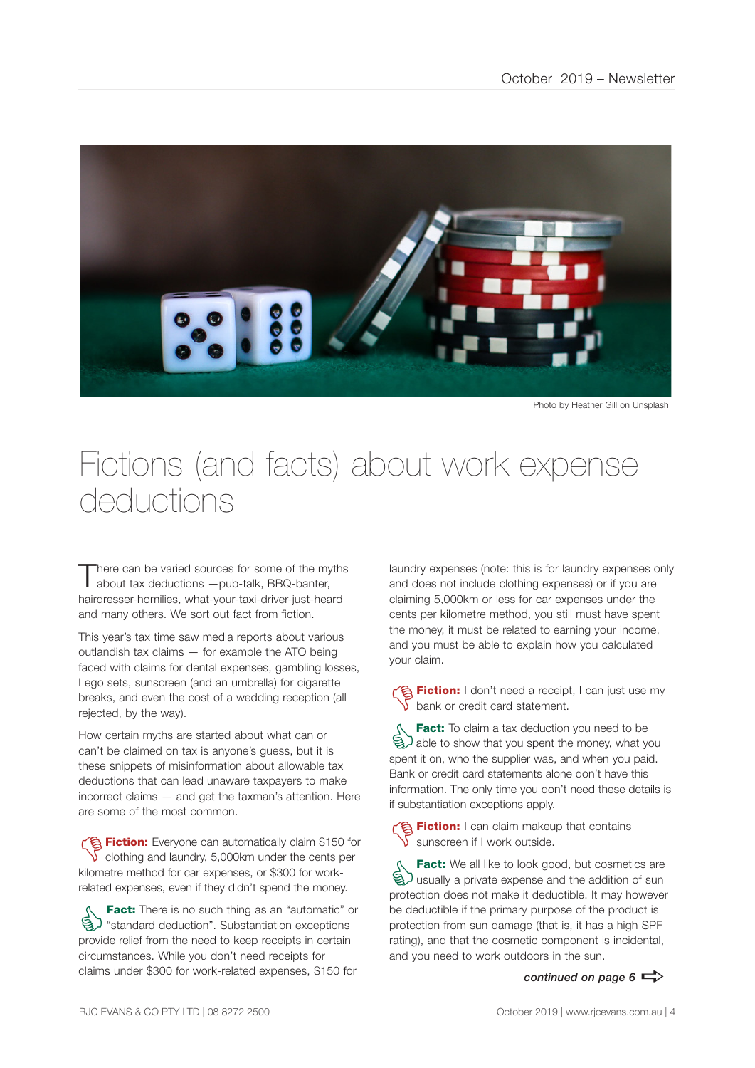Photo by Heather Gill on Unsplash

# Fictions (and facts) about work expense deductions

There can be varied sources for some of the myths about tax deductions —pub-talk, BBQ-banter, hairdresser-homilies, what-your-taxi-driver-just-heard and many others. We sort out fact from fiction.

This year's tax time saw media reports about various outlandish tax claims — for example the ATO being faced with claims for dental expenses, gambling losses, Lego sets, sunscreen (and an umbrella) for cigarette breaks, and even the cost of a wedding reception (all rejected, by the way).

How certain myths are started about what can or can't be claimed on tax is anyone's guess, but it is these snippets of misinformation about allowable tax deductions that can lead unaware taxpayers to make incorrect claims — and get the taxman's attention. Here are some of the most common.

**Fiction:** Everyone can automatically claim $150 for clothing and laundry, 5,000km under the cents per kilometre method for car expenses, or $300 for work-related expenses, even if they didn't spend the money.

**Fact:** There is no such thing as an "automatic" or "standard deduction". Substantiation exceptions provide relief from the need to keep receipts in certain circumstances. While you don't need receipts for claims under $300 for work-related expenses, $150 for laundry expenses (note: this is for laundry expenses only and does not include clothing expenses) or if you are claiming 5,000km or less for car expenses under the cents per kilometre method, you still must have spent the money, it must be related to earning your income, and you must be able to explain how you calculated your claim.

**Fiction:** I don't need a receipt, I can just use my bank or credit card statement.

**Fact:** To claim a tax deduction you need to be able to show that you spent the money, what you spent it on, who the supplier was, and when you paid. Bank or credit card statements alone don't have this information. The only time you don't need these details is if substantiation exceptions apply.

**Fiction:** I can claim makeup that contains sunscreen if I work outside.

**Fact:** We all like to look good, but cosmetics are usually a private expense and the addition of sun protection does not make it deductible. It may however be deductible if the primary purpose of the product is protection from sun damage (that is, it has a high SPF rating), and that the cosmetic component is incidental, and you need to work outdoors in the sun.

***continued on page 6***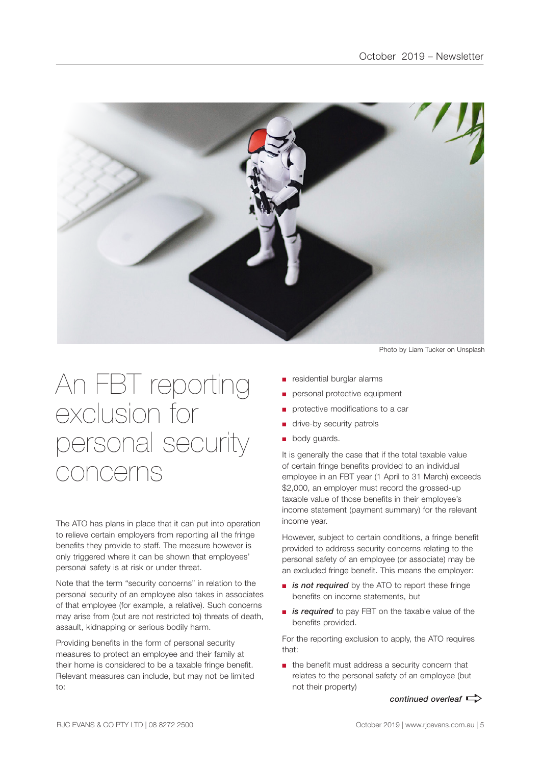Photo by Liam Tucker on Unsplash

# An FBT reporting exclusion for personal security concerns

The ATO has plans in place that it can put into operation to relieve certain employers from reporting all the fringe benefits they provide to staff. The measure however is only triggered where it can be shown that employees' personal safety is at risk or under threat.

Note that the term "security concerns" in relation to the personal security of an employee also takes in associates of that employee (for example, a relative). Such concerns may arise from (but are not restricted to) threats of death, assault, kidnapping or serious bodily harm.

Providing benefits in the form of personal security measures to protect an employee and their family at their home is considered to be a taxable fringe benefit. Relevant measures can include, but may not be limited to:

- residential burglar alarms
- personal protective equipment
- protective modifications to a car
- drive-by security patrols
- body guards.

It is generally the case that if the total taxable value of certain fringe benefits provided to an individual employee in an FBT year (1 April to 31 March) exceeds $2,000, an employer must record the grossed-up taxable value of those benefits in their employee's income statement (payment summary) for the relevant income year.

However, subject to certain conditions, a fringe benefit provided to address security concerns relating to the personal safety of an employee (or associate) may be an excluded fringe benefit. This means the employer:

- ***is not required*** by the ATO to report these fringe benefits on income statements, but
- ***is required*** to pay FBT on the taxable value of the benefits provided.

For the reporting exclusion to apply, the ATO requires that:

- the benefit must address a security concern that relates to the personal safety of an employee (but not their property)

***continued overleaf*** ⇨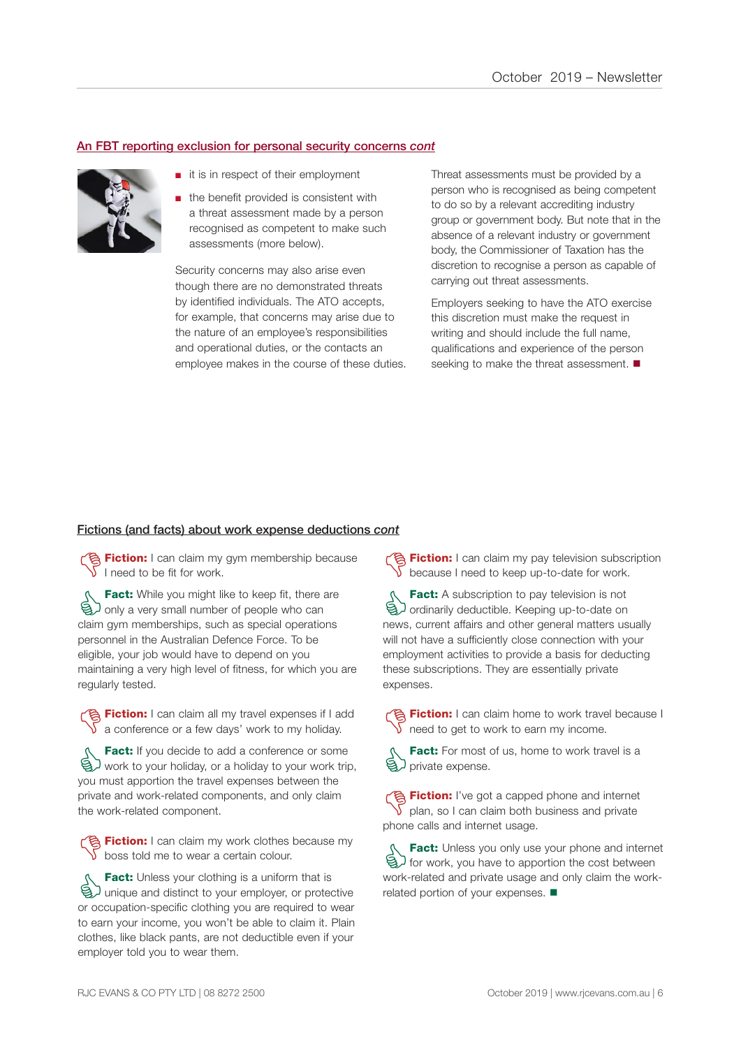## An FBT reporting exclusion for personal security concerns *cont*

- it is in respect of their employment
- the benefit provided is consistent with a threat assessment made by a person recognised as competent to make such assessments (more below).

Security concerns may also arise even though there are no demonstrated threats by identified individuals. The ATO accepts, for example, that concerns may arise due to the nature of an employee's responsibilities and operational duties, or the contacts an employee makes in the course of these duties.

Threat assessments must be provided by a person who is recognised as being competent to do so by a relevant accrediting industry group or government body. But note that in the absence of a relevant industry or government body, the Commissioner of Taxation has the discretion to recognise a person as capable of carrying out threat assessments.

Employers seeking to have the ATO exercise this discretion must make the request in writing and should include the full name, qualifications and experience of the person seeking to make the threat assessment. ■

## Fictions (and facts) about work expense deductions *cont*

**Fiction:** I can claim my gym membership because I need to be fit for work.

**Fact:** While you might like to keep fit, there are only a very small number of people who can claim gym memberships, such as special operations personnel in the Australian Defence Force. To be eligible, your job would have to depend on you maintaining a very high level of fitness, for which you are regularly tested.

**Fiction:** I can claim all my travel expenses if I add a conference or a few days' work to my holiday.

**Fact:** If you decide to add a conference or some work to your holiday, or a holiday to your work trip, you must apportion the travel expenses between the private and work-related components, and only claim the work-related component.

**Fiction:** I can claim my work clothes because my boss told me to wear a certain colour.

**Fact:** Unless your clothing is a uniform that is unique and distinct to your employer, or protective or occupation-specific clothing you are required to wear to earn your income, you won't be able to claim it. Plain clothes, like black pants, are not deductible even if your employer told you to wear them.

**Fiction:** I can claim my pay television subscription because I need to keep up-to-date for work.

**Fact:** A subscription to pay television is not ordinarily deductible. Keeping up-to-date on news, current affairs and other general matters usually will not have a sufficiently close connection with your employment activities to provide a basis for deducting these subscriptions. They are essentially private expenses.

**Fiction:** I can claim home to work travel because I need to get to work to earn my income.

**Fact:** For most of us, home to work travel is a private expense.

**Fiction:** I've got a capped phone and internet plan, so I can claim both business and private phone calls and internet usage.

**Fact:** Unless you only use your phone and internet for work, you have to apportion the cost between work-related and private usage and only claim the work-related portion of your expenses. ■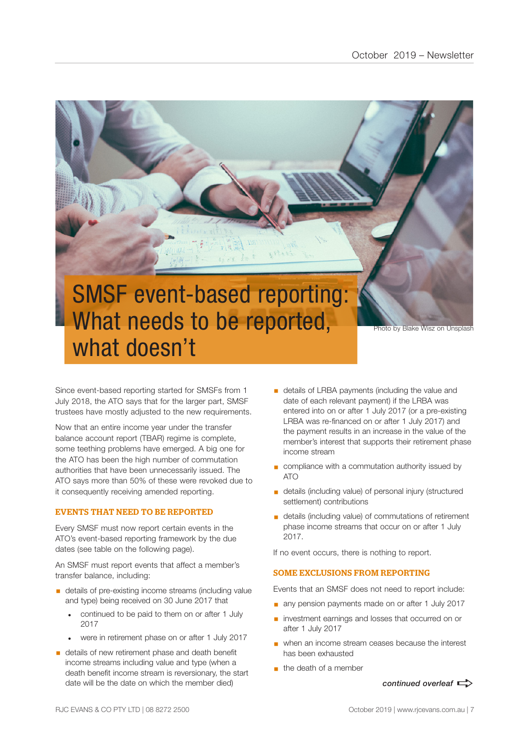# SMSF event-based reporting: What needs to be reported, what doesn't

Photo by Blake Wisz on Unsplash

Since event-based reporting started for SMSFs from 1 July 2018, the ATO says that for the larger part, SMSF trustees have mostly adjusted to the new requirements.

Now that an entire income year under the transfer balance account report (TBAR) regime is complete, some teething problems have emerged. A big one for the ATO has been the high number of commutation authorities that have been unnecessarily issued. The ATO says more than 50% of these were revoked due to it consequently receiving amended reporting.

## EVENTS THAT NEED TO BE REPORTED

Every SMSF must now report certain events in the ATO's event-based reporting framework by the due dates (see table on the following page).

An SMSF must report events that affect a member's transfer balance, including:

- details of pre-existing income streams (including value and type) being received on 30 June 2017 that
  - continued to be paid to them on or after 1 July 2017
  - were in retirement phase on or after 1 July 2017
- details of new retirement phase and death benefit income streams including value and type (when a death benefit income stream is reversionary, the start date will be the date on which the member died)
- details of LRBA payments (including the value and date of each relevant payment) if the LRBA was entered into on or after 1 July 2017 (or a pre-existing LRBA was re-financed on or after 1 July 2017) and the payment results in an increase in the value of the member's interest that supports their retirement phase income stream
- compliance with a commutation authority issued by ATO
- details (including value) of personal injury (structured settlement) contributions
- details (including value) of commutations of retirement phase income streams that occur on or after 1 July 2017.

If no event occurs, there is nothing to report.

## SOME EXCLUSIONS FROM REPORTING

Events that an SMSF does not need to report include:

- any pension payments made on or after 1 July 2017
- investment earnings and losses that occurred on or after 1 July 2017
- when an income stream ceases because the interest has been exhausted
- the death of a member

*continued overleaf*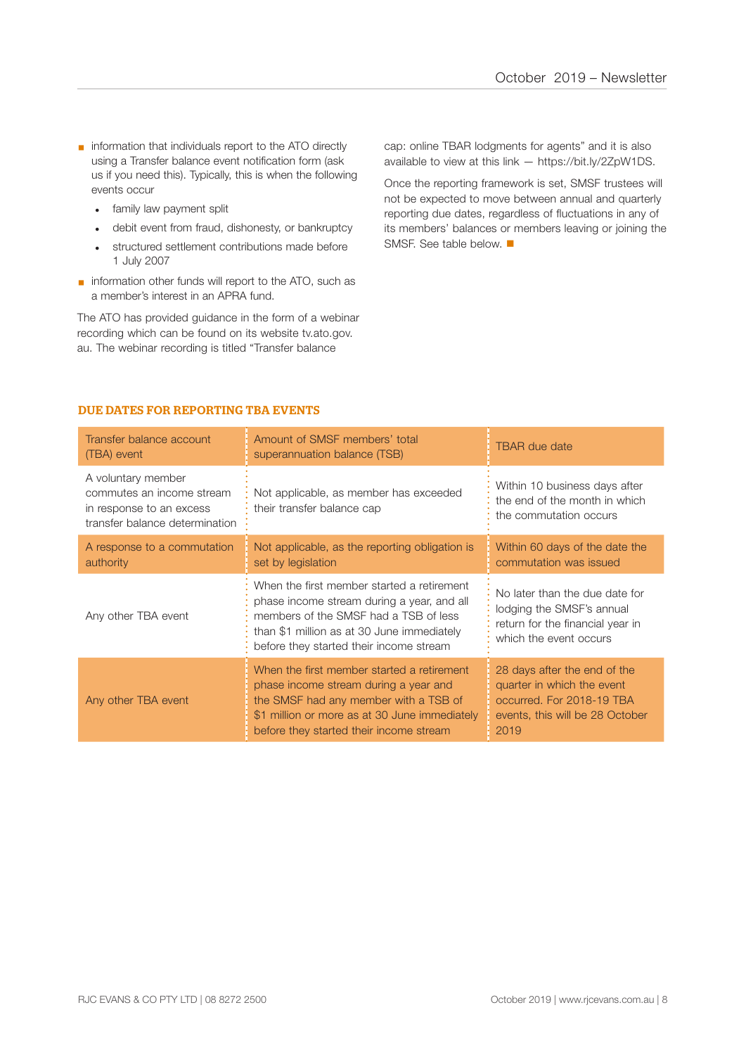- information that individuals report to the ATO directly using a Transfer balance event notification form (ask us if you need this). Typically, this is when the following events occur
  - family law payment split
  - debit event from fraud, dishonesty, or bankruptcy
  - structured settlement contributions made before 1 July 2007
- information other funds will report to the ATO, such as a member's interest in an APRA fund.

The ATO has provided guidance in the form of a webinar recording which can be found on its website tv.ato.gov.au. The webinar recording is titled "Transfer balance cap: online TBAR lodgments for agents" and it is also available to view at this link — https://bit.ly/2ZpW1DS.

Once the reporting framework is set, SMSF trustees will not be expected to move between annual and quarterly reporting due dates, regardless of fluctuations in any of its members' balances or members leaving or joining the SMSF. See table below.

## DUE DATES FOR REPORTING TBA EVENTS

| Transfer balance account (TBA) event | Amount of SMSF members' total superannuation balance (TSB) | TBAR due date |
|---|---|---|
| A voluntary member commutes an income stream in response to an excess transfer balance determination | Not applicable, as member has exceeded their transfer balance cap | Within 10 business days after the end of the month in which the commutation occurs |
| A response to a commutation authority | Not applicable, as the reporting obligation is set by legislation | Within 60 days of the date the commutation was issued |
| Any other TBA event | When the first member started a retirement phase income stream during a year, and all members of the SMSF had a TSB of less than $1 million as at 30 June immediately before they started their income stream | No later than the due date for lodging the SMSF's annual return for the financial year in which the event occurs |
| Any other TBA event | When the first member started a retirement phase income stream during a year and the SMSF had any member with a TSB of $1 million or more as at 30 June immediately before they started their income stream | 28 days after the end of the quarter in which the event occurred. For 2018-19 TBA events, this will be 28 October 2019 |